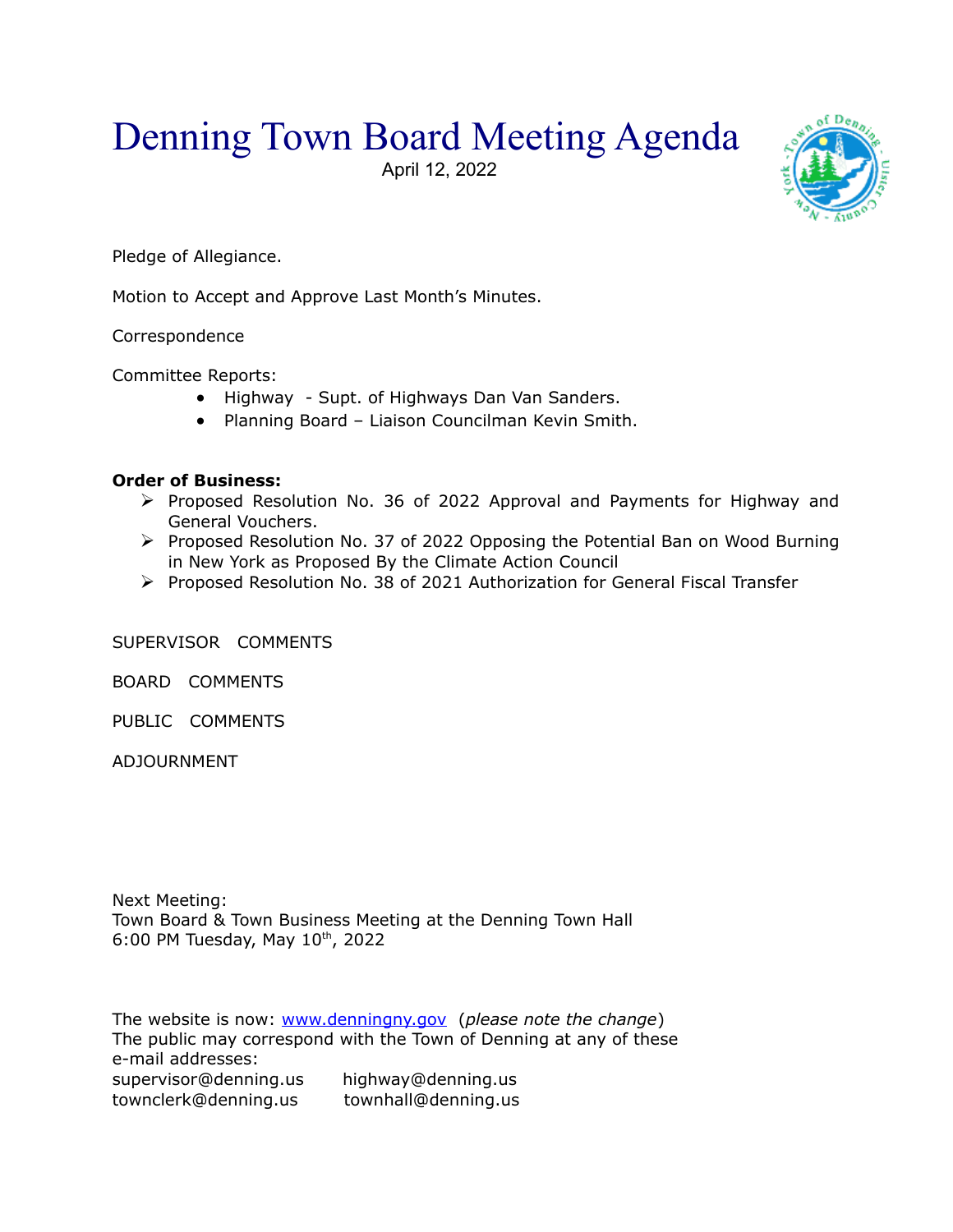# Denning Town Board Meeting Agenda

April 12, 2022

Pledge of Allegiance.

Motion to Accept and Approve Last Month's Minutes.

Correspondence

Committee Reports:

- Highway - Supt. of Highways Dan Van Sanders.
- Planning Board – Liaison Councilman Kevin Smith.

**Order of Business:**

- Proposed Resolution No. 36 of 2022 Approval and Payments for Highway and General Vouchers.
- Proposed Resolution No. 37 of 2022 Opposing the Potential Ban on Wood Burning in New York as Proposed By the Climate Action Council
- Proposed Resolution No. 38 of 2021 Authorization for General Fiscal Transfer

SUPERVISOR COMMENTS

BOARD COMMENTS

PUBLIC COMMENTS

ADJOURNMENT

Next Meeting:
Town Board & Town Business Meeting at the Denning Town Hall
6:00 PM Tuesday, May 10th, 2022

The website is now: www.denningny.gov (*please note the change*)
The public may correspond with the Town of Denning at any of these e-mail addresses:

supervisor@denning.us highway@denning.us
townclerk@denning.us townhall@denning.us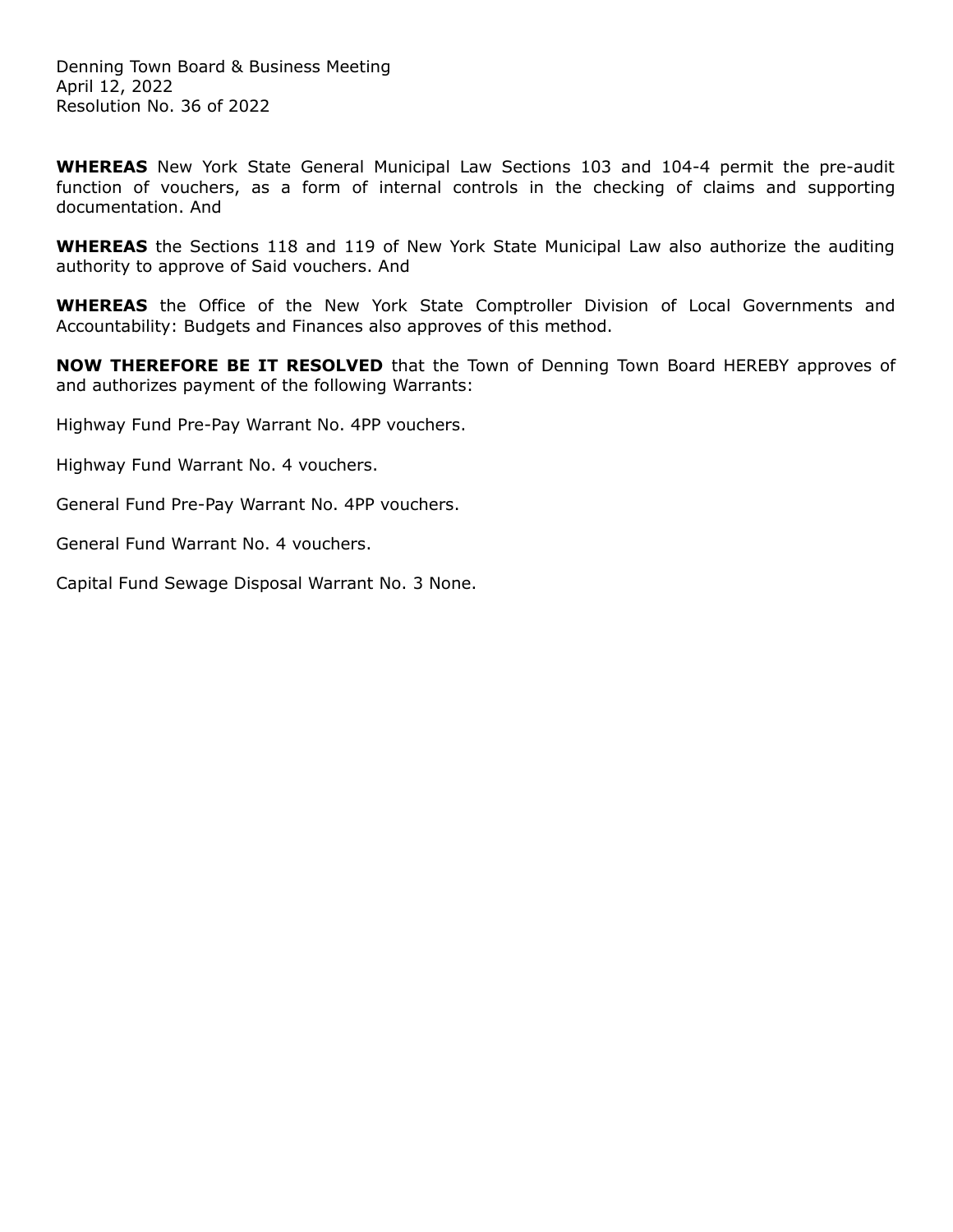Denning Town Board & Business Meeting
April 12, 2022
Resolution No. 36 of 2022

**WHEREAS** New York State General Municipal Law Sections 103 and 104-4 permit the pre-audit function of vouchers, as a form of internal controls in the checking of claims and supporting documentation. And

**WHEREAS** the Sections 118 and 119 of New York State Municipal Law also authorize the auditing authority to approve of Said vouchers. And

**WHEREAS** the Office of the New York State Comptroller Division of Local Governments and Accountability: Budgets and Finances also approves of this method.

**NOW THEREFORE BE IT RESOLVED** that the Town of Denning Town Board HEREBY approves of and authorizes payment of the following Warrants:

Highway Fund Pre-Pay Warrant No. 4PP vouchers.

Highway Fund Warrant No. 4 vouchers.

General Fund Pre-Pay Warrant No. 4PP vouchers.

General Fund Warrant No. 4 vouchers.

Capital Fund Sewage Disposal Warrant No. 3 None.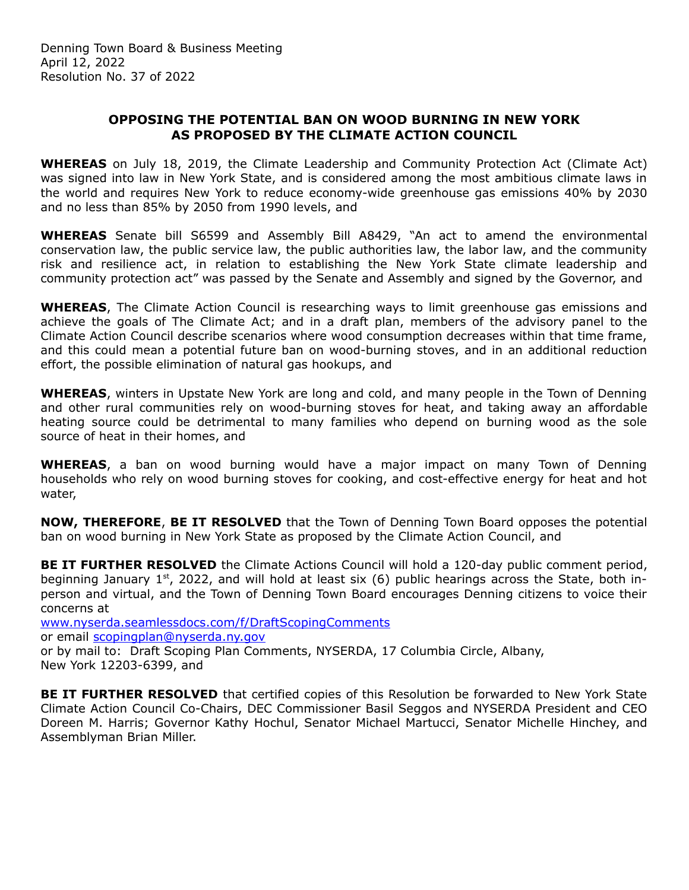Denning Town Board & Business Meeting
April 12, 2022
Resolution No. 37 of 2022

## OPPOSING THE POTENTIAL BAN ON WOOD BURNING IN NEW YORK AS PROPOSED BY THE CLIMATE ACTION COUNCIL

**WHEREAS** on July 18, 2019, the Climate Leadership and Community Protection Act (Climate Act) was signed into law in New York State, and is considered among the most ambitious climate laws in the world and requires New York to reduce economy-wide greenhouse gas emissions 40% by 2030 and no less than 85% by 2050 from 1990 levels, and

**WHEREAS** Senate bill S6599 and Assembly Bill A8429, "An act to amend the environmental conservation law, the public service law, the public authorities law, the labor law, and the community risk and resilience act, in relation to establishing the New York State climate leadership and community protection act" was passed by the Senate and Assembly and signed by the Governor, and

**WHEREAS**, The Climate Action Council is researching ways to limit greenhouse gas emissions and achieve the goals of The Climate Act; and in a draft plan, members of the advisory panel to the Climate Action Council describe scenarios where wood consumption decreases within that time frame, and this could mean a potential future ban on wood-burning stoves, and in an additional reduction effort, the possible elimination of natural gas hookups, and

**WHEREAS**, winters in Upstate New York are long and cold, and many people in the Town of Denning and other rural communities rely on wood-burning stoves for heat, and taking away an affordable heating source could be detrimental to many families who depend on burning wood as the sole source of heat in their homes, and

**WHEREAS**, a ban on wood burning would have a major impact on many Town of Denning households who rely on wood burning stoves for cooking, and cost-effective energy for heat and hot water,

**NOW, THEREFORE**, **BE IT RESOLVED** that the Town of Denning Town Board opposes the potential ban on wood burning in New York State as proposed by the Climate Action Council, and

**BE IT FURTHER RESOLVED** the Climate Actions Council will hold a 120-day public comment period, beginning January 1st, 2022, and will hold at least six (6) public hearings across the State, both in-person and virtual, and the Town of Denning Town Board encourages Denning citizens to voice their concerns at
www.nyserda.seamlessdocs.com/f/DraftScopingComments
or email scopingplan@nyserda.ny.gov
or by mail to: Draft Scoping Plan Comments, NYSERDA, 17 Columbia Circle, Albany, New York 12203-6399, and

**BE IT FURTHER RESOLVED** that certified copies of this Resolution be forwarded to New York State Climate Action Council Co-Chairs, DEC Commissioner Basil Seggos and NYSERDA President and CEO Doreen M. Harris; Governor Kathy Hochul, Senator Michael Martucci, Senator Michelle Hinchey, and Assemblyman Brian Miller.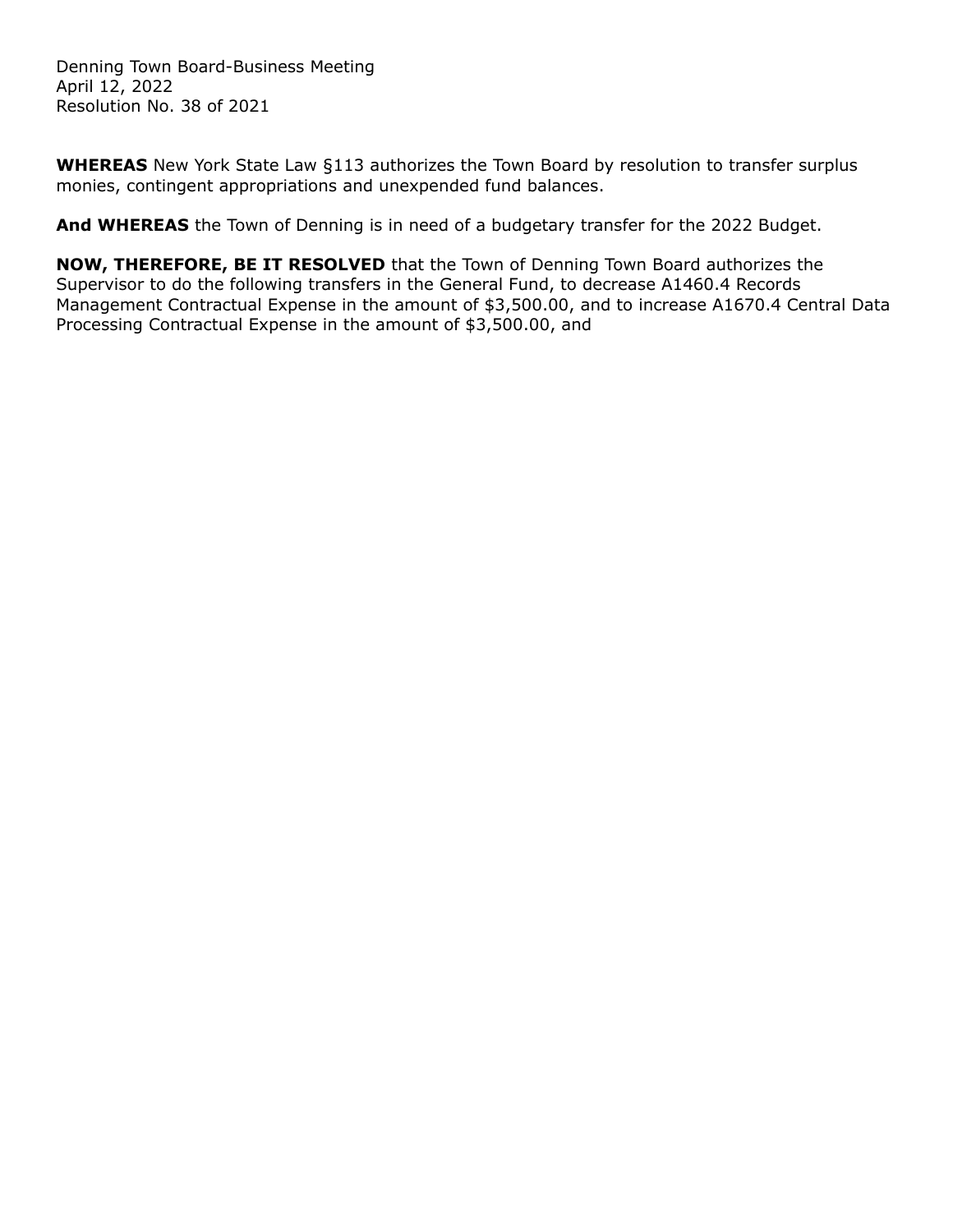Denning Town Board-Business Meeting
April 12, 2022
Resolution No. 38 of 2021

**WHEREAS** New York State Law §113 authorizes the Town Board by resolution to transfer surplus monies, contingent appropriations and unexpended fund balances.

**And WHEREAS** the Town of Denning is in need of a budgetary transfer for the 2022 Budget.

**NOW, THEREFORE, BE IT RESOLVED** that the Town of Denning Town Board authorizes the Supervisor to do the following transfers in the General Fund, to decrease A1460.4 Records Management Contractual Expense in the amount of $3,500.00, and to increase A1670.4 Central Data Processing Contractual Expense in the amount of $3,500.00, and